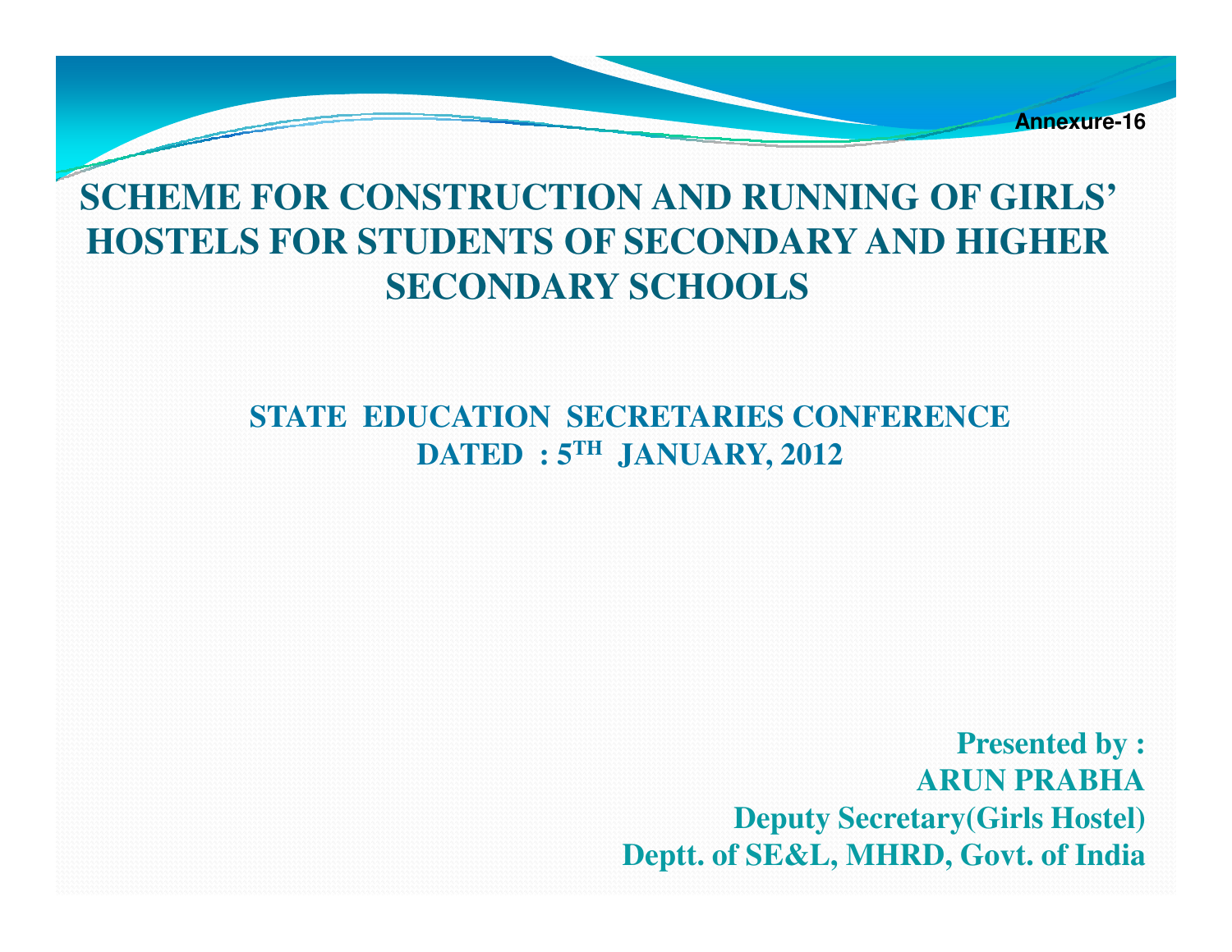Annexure-16

# SCHEME FOR CONSTRUCTION AND RUNNING OF GIRLS' HOSTELS FOR STUDENTS OF SECONDARY AND HIGHER SECONDARY SCHOOLS

## STATE EDUCATION SECRETARIES CONFERENCE
## DATED : 5TH JANUARY, 2012

**Presented by :**
**ARUN PRABHA**
**Deputy Secretary(Girls Hostel)**
**Deptt. of SE&L, MHRD, Govt. of India**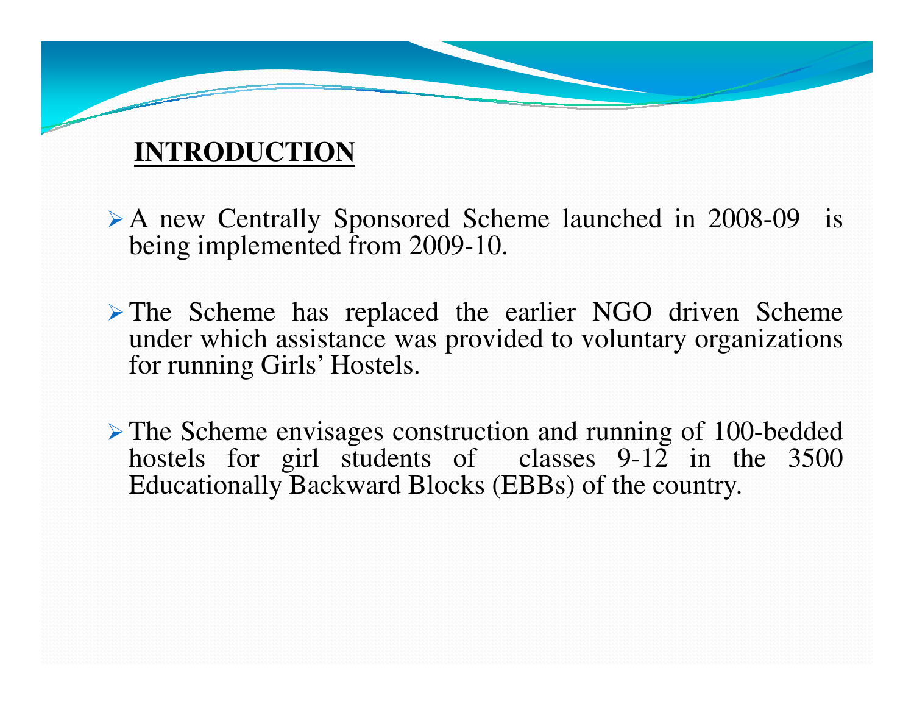## INTRODUCTION

- A new Centrally Sponsored Scheme launched in 2008-09 is being implemented from 2009-10.
- The Scheme has replaced the earlier NGO driven Scheme under which assistance was provided to voluntary organizations for running Girls' Hostels.
- The Scheme envisages construction and running of 100-bedded hostels for girl students of classes 9-12 in the 3500 Educationally Backward Blocks (EBBs) of the country.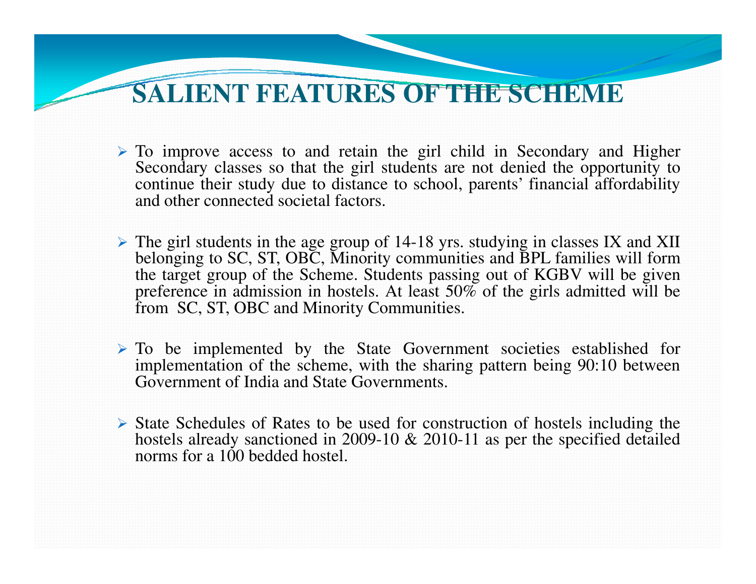# SALIENT FEATURES OF THE SCHEME

- To improve access to and retain the girl child in Secondary and Higher Secondary classes so that the girl students are not denied the opportunity to continue their study due to distance to school, parents' financial affordability and other connected societal factors.

- The girl students in the age group of 14-18 yrs. studying in classes IX and XII belonging to SC, ST, OBC, Minority communities and BPL families will form the target group of the Scheme. Students passing out of KGBV will be given preference in admission in hostels. At least 50% of the girls admitted will be from SC, ST, OBC and Minority Communities.

- To be implemented by the State Government societies established for implementation of the scheme, with the sharing pattern being 90:10 between Government of India and State Governments.

- State Schedules of Rates to be used for construction of hostels including the hostels already sanctioned in 2009-10 & 2010-11 as per the specified detailed norms for a 100 bedded hostel.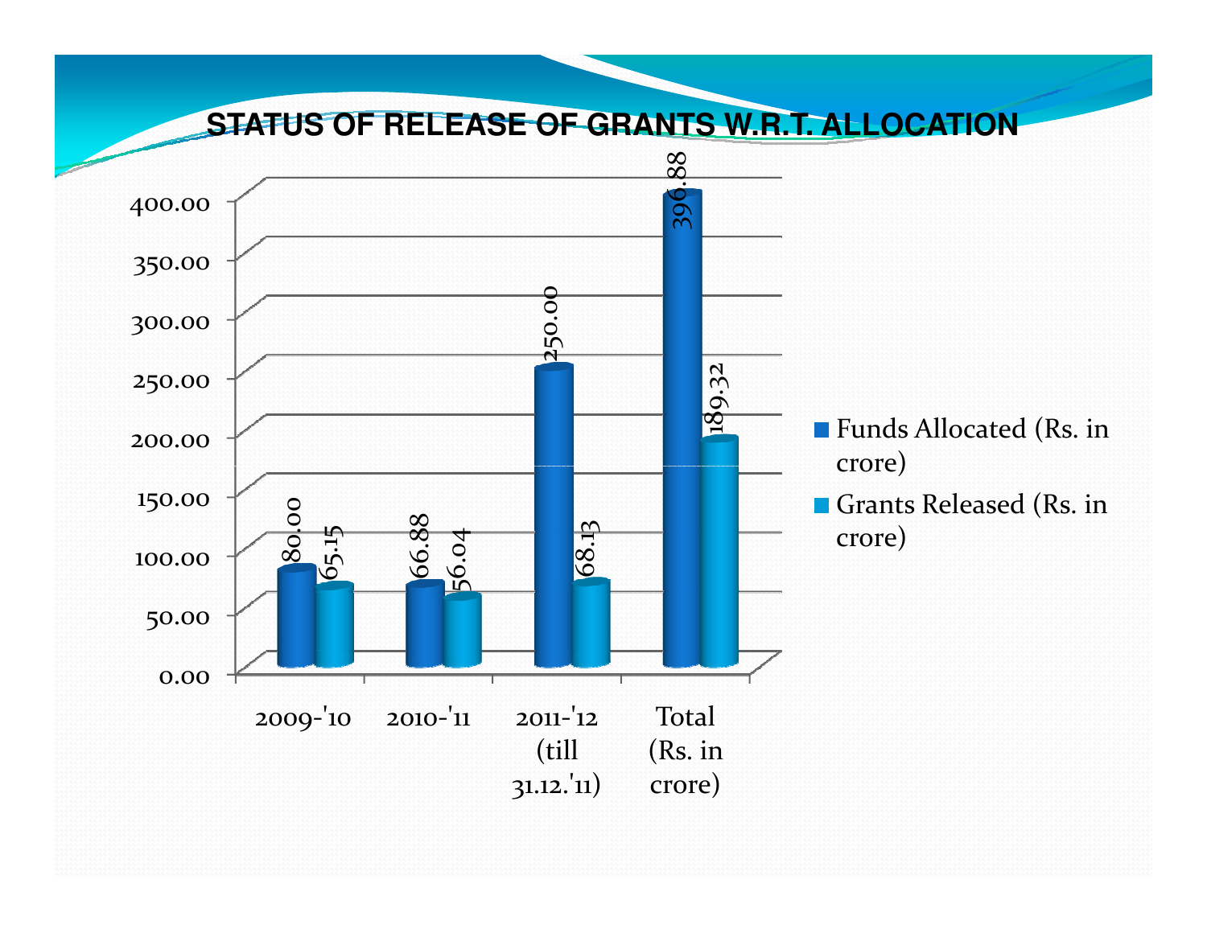## STATUS OF RELEASE OF GRANTS W.R.T. ALLOCATION

| | Funds Allocated (Rs. in crore) | Grants Released (Rs. in crore) |
|---|---|---|
| 2009-'10 | 80.00 | 65.15 |
| 2010-'11 | 66.88 | 56.04 |
| 2011-'12 (till 31.12.'11) | 250.00 | 68.13 |
| Total (Rs. in crore) | 396.88 | 189.32 |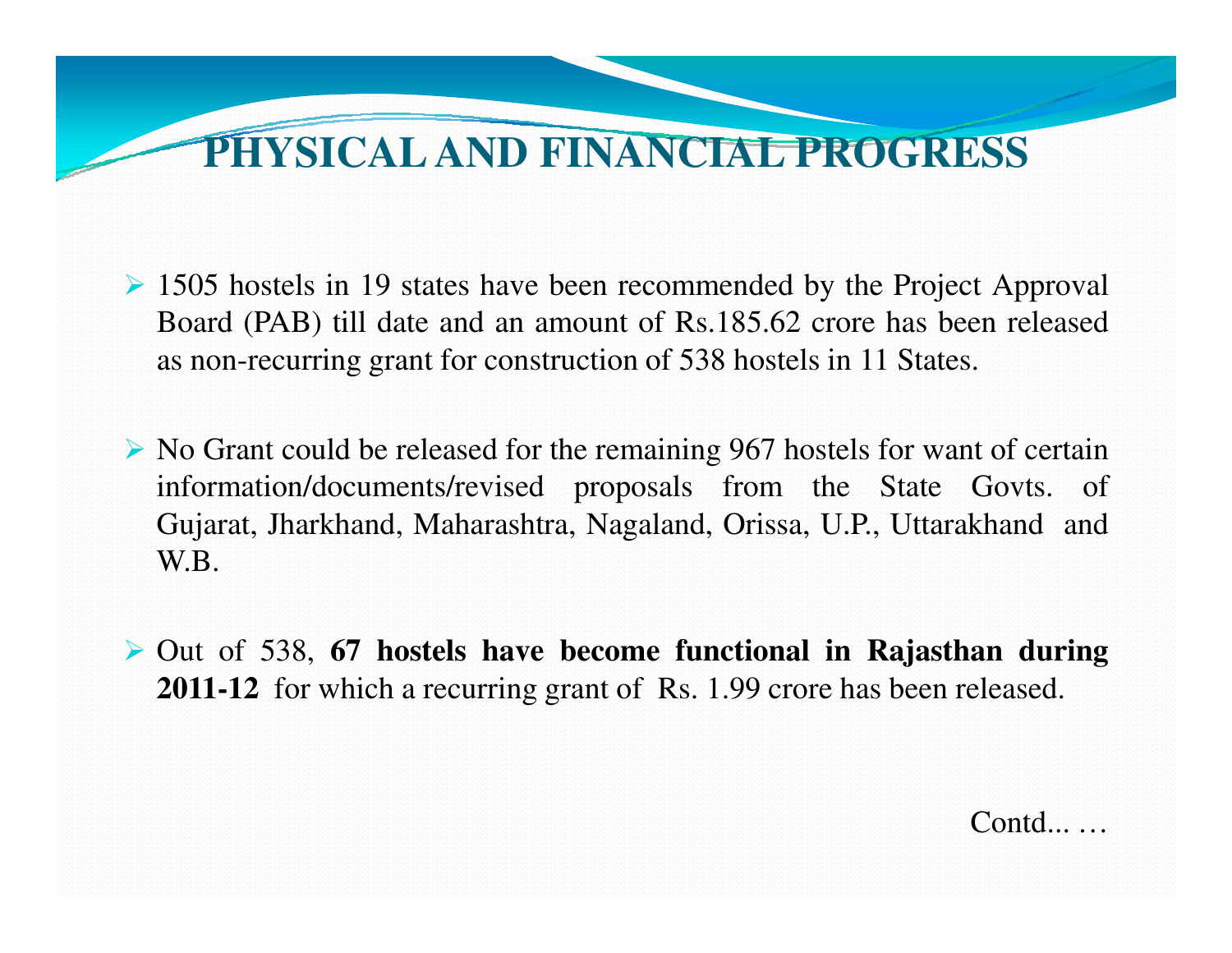# PHYSICAL AND FINANCIAL PROGRESS

- 1505 hostels in 19 states have been recommended by the Project Approval Board (PAB) till date and an amount of Rs.185.62 crore has been released as non-recurring grant for construction of 538 hostels in 11 States.

- No Grant could be released for the remaining 967 hostels for want of certain information/documents/revised proposals from the State Govts. of Gujarat, Jharkhand, Maharashtra, Nagaland, Orissa, U.P., Uttarakhand and W.B.

- Out of 538, **67 hostels have become functional in Rajasthan during 2011-12** for which a recurring grant of Rs. 1.99 crore has been released.

Contd... …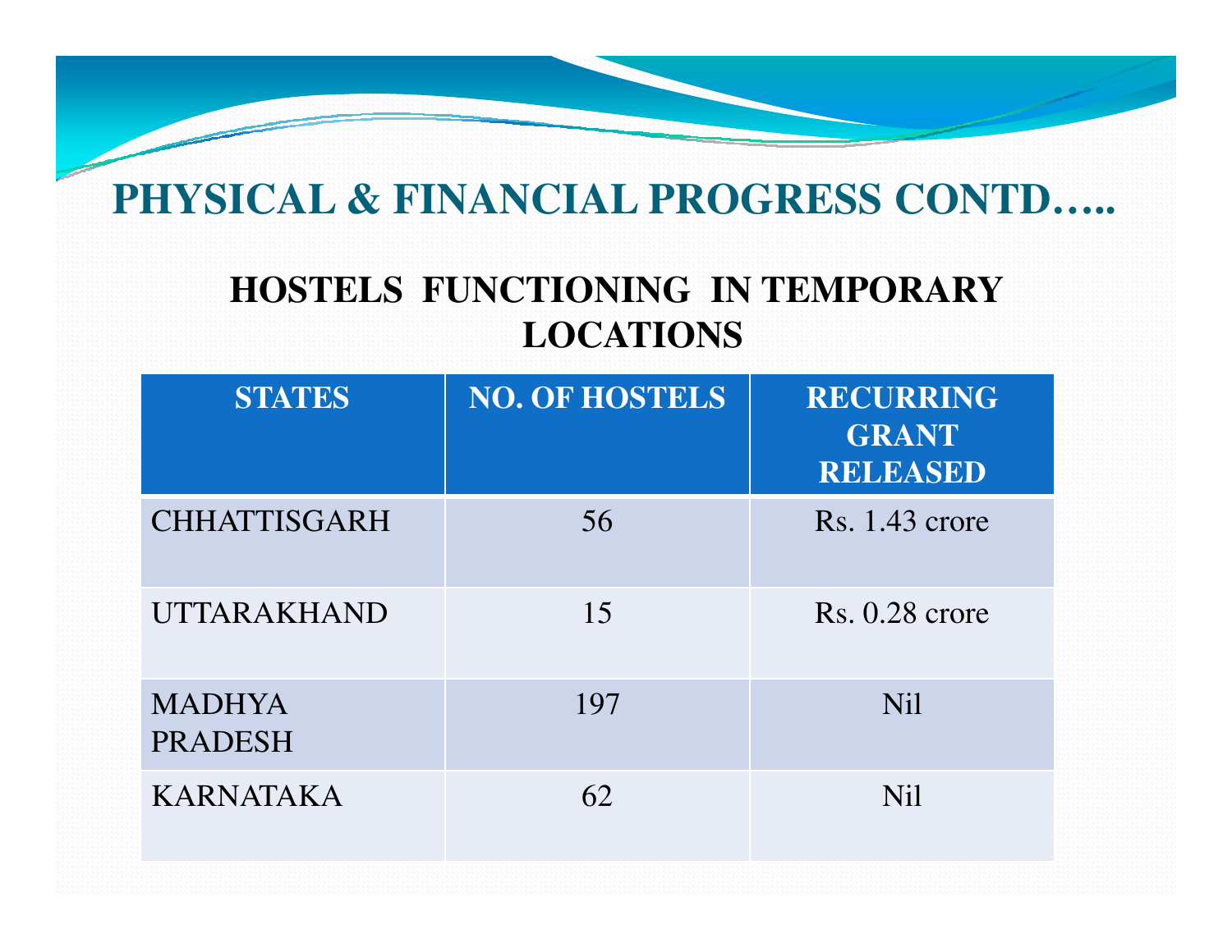# PHYSICAL & FINANCIAL PROGRESS CONTD…..

## HOSTELS FUNCTIONING IN TEMPORARY LOCATIONS

| STATES | NO. OF HOSTELS | RECURRING GRANT RELEASED |
|---|---|---|
| CHHATTISGARH | 56 | Rs. 1.43 crore |
| UTTARAKHAND | 15 | Rs. 0.28 crore |
| MADHYA PRADESH | 197 | Nil |
| KARNATAKA | 62 | Nil |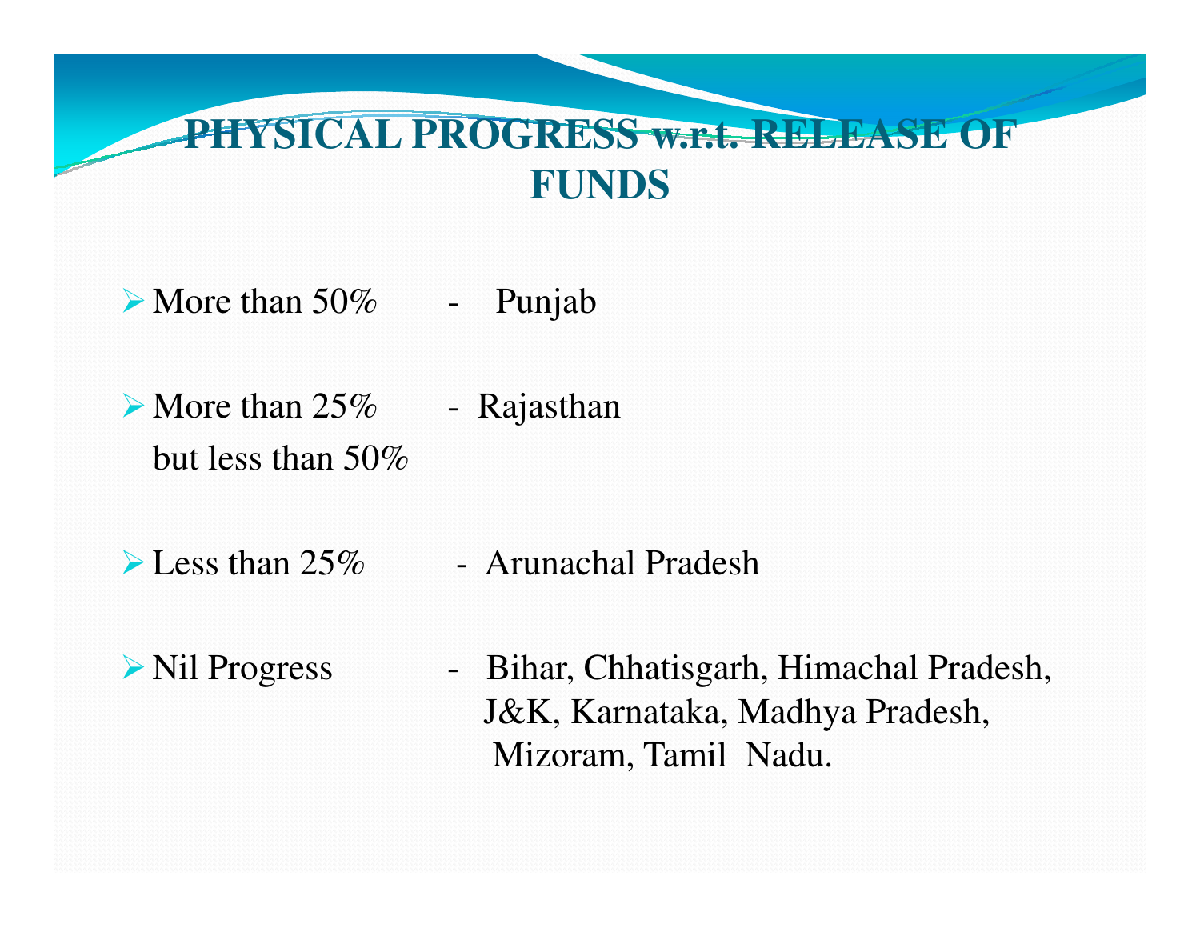# PHYSICAL PROGRESS w.r.t. RELEASE OF FUNDS

- More than 50% - Punjab
- More than 25% but less than 50% - Rajasthan
- Less than 25% - Arunachal Pradesh
- Nil Progress - Bihar, Chhatisgarh, Himachal Pradesh, J&K, Karnataka, Madhya Pradesh, Mizoram, Tamil Nadu.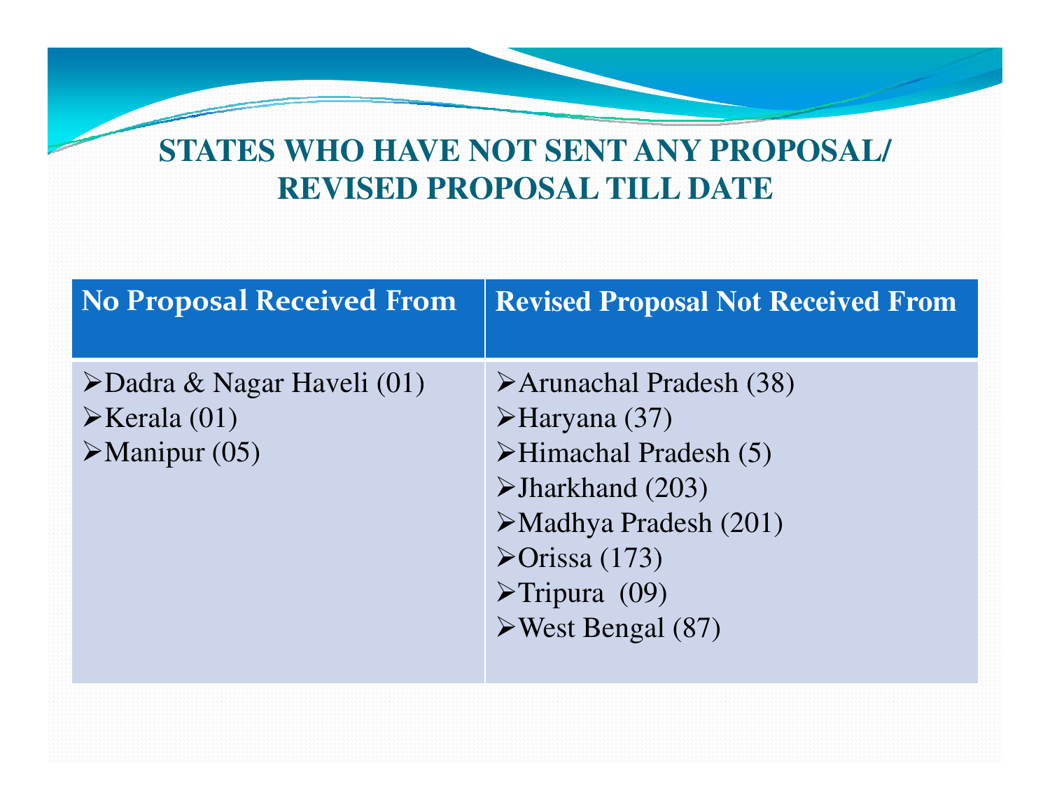# STATES WHO HAVE NOT SENT ANY PROPOSAL/ REVISED PROPOSAL TILL DATE

| No Proposal Received From | Revised Proposal Not Received From |
| --- | --- |
| ➢Dadra & Nagar Haveli (01)<br>➢Kerala (01)<br>➢Manipur (05) | ➢Arunachal Pradesh (38)<br>➢Haryana (37)<br>➢Himachal Pradesh (5)<br>➢Jharkhand (203)<br>➢Madhya Pradesh (201)<br>➢Orissa (173)<br>➢Tripura (09)<br>➢West Bengal (87) |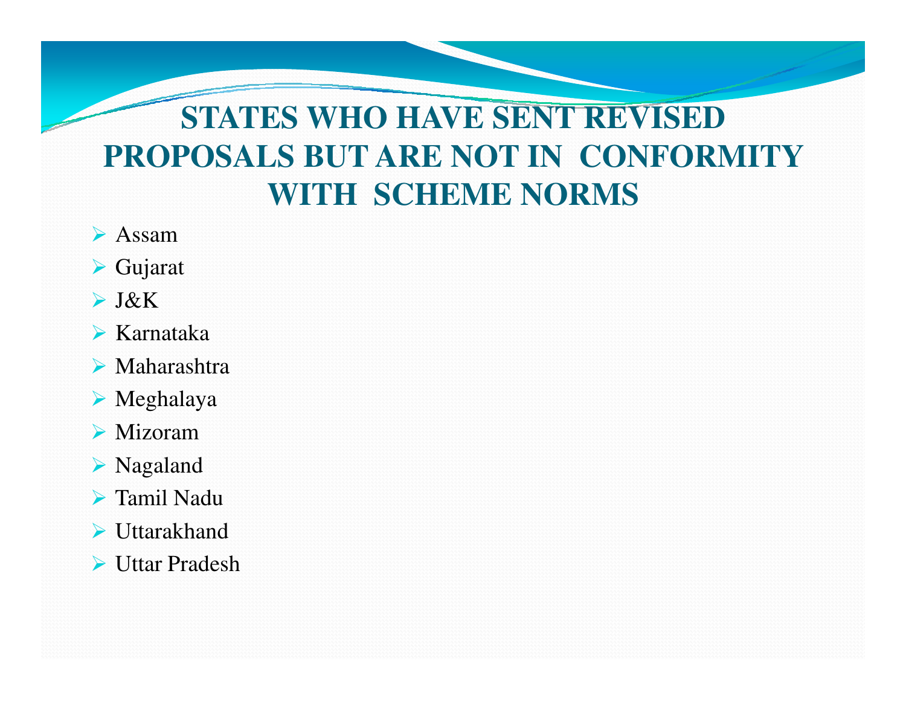# STATES WHO HAVE SENT REVISED PROPOSALS BUT ARE NOT IN CONFORMITY WITH SCHEME NORMS

- Assam
- Gujarat
- J&K
- Karnataka
- Maharashtra
- Meghalaya
- Mizoram
- Nagaland
- Tamil Nadu
- Uttarakhand
- Uttar Pradesh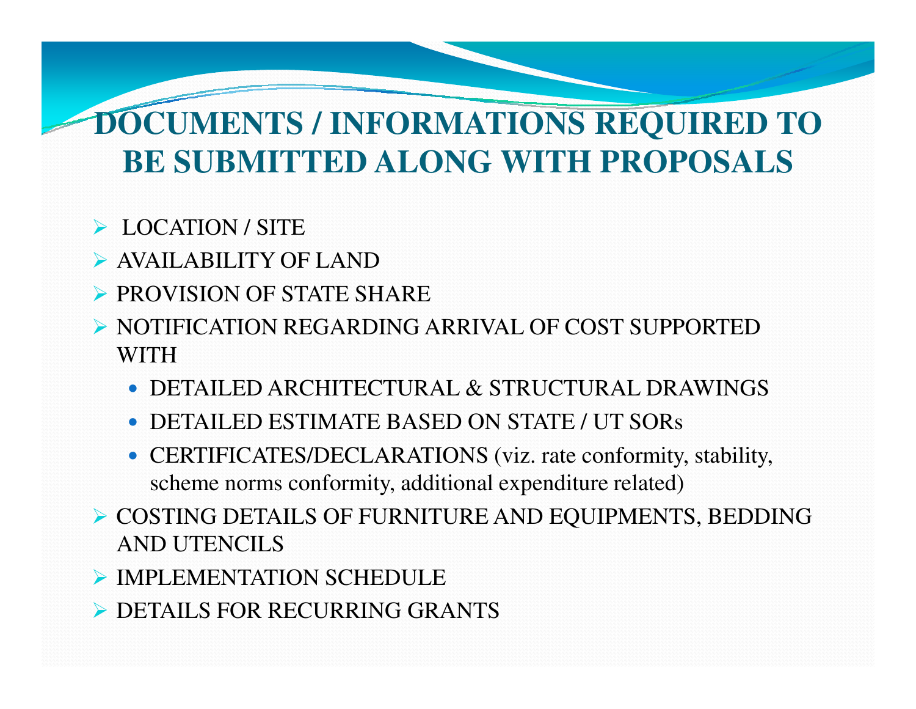# DOCUMENTS / INFORMATIONS REQUIRED TO BE SUBMITTED ALONG WITH PROPOSALS

- LOCATION / SITE
- AVAILABILITY OF LAND
- PROVISION OF STATE SHARE
- NOTIFICATION REGARDING ARRIVAL OF COST SUPPORTED WITH
  - DETAILED ARCHITECTURAL & STRUCTURAL DRAWINGS
  - DETAILED ESTIMATE BASED ON STATE / UT SORs
  - CERTIFICATES/DECLARATIONS (viz. rate conformity, stability, scheme norms conformity, additional expenditure related)
- COSTING DETAILS OF FURNITURE AND EQUIPMENTS, BEDDING AND UTENCILS
- IMPLEMENTATION SCHEDULE
- DETAILS FOR RECURRING GRANTS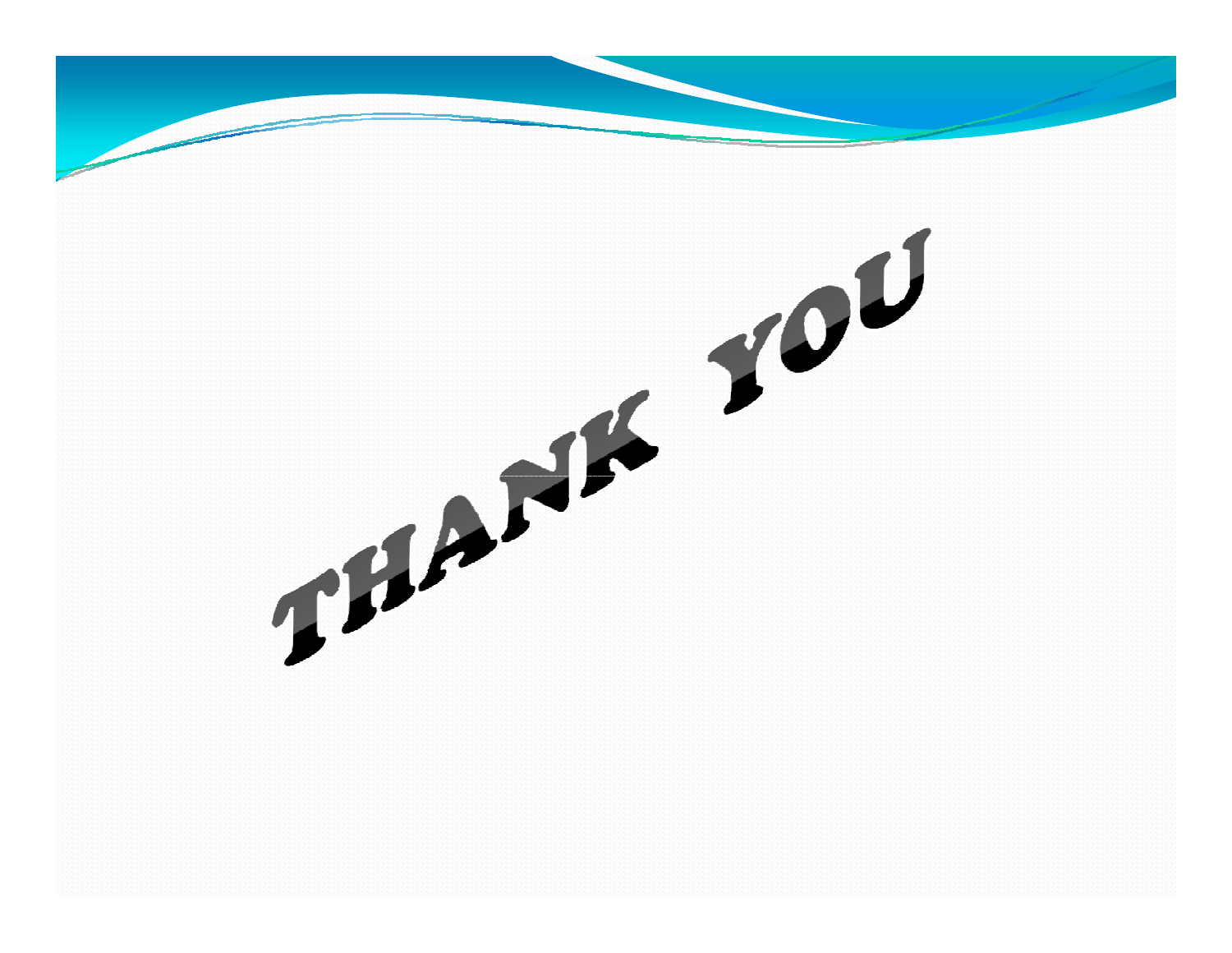# THANK YOU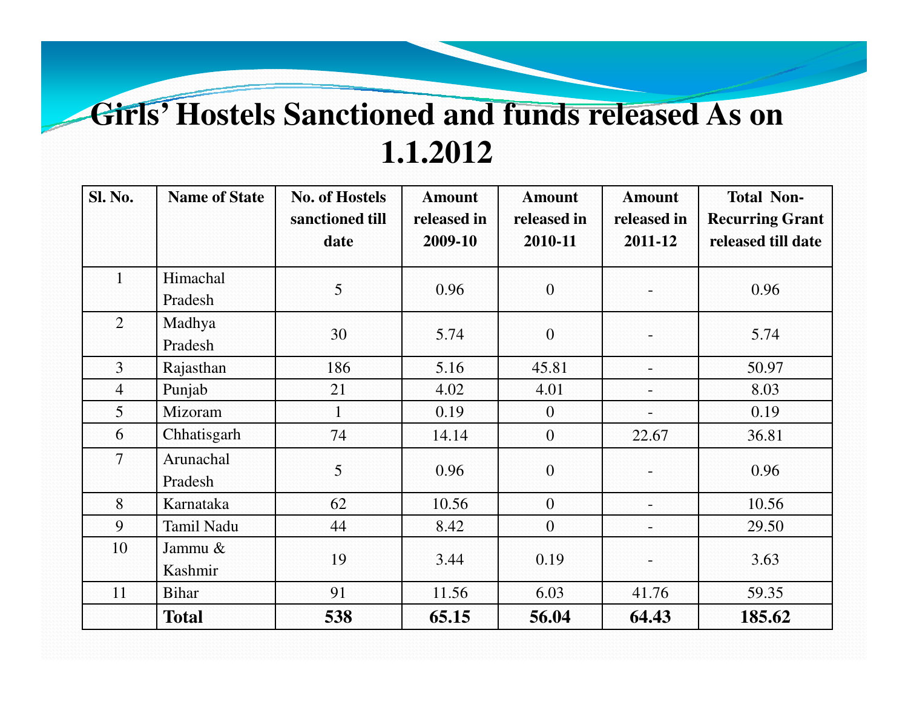# Girls' Hostels Sanctioned and funds released As on 1.1.2012

| Sl. No. | Name of State | No. of Hostels sanctioned till date | Amount released in 2009-10 | Amount released in 2010-11 | Amount released in 2011-12 | Total Non-Recurring Grant released till date |
|---|---|---|---|---|---|---|
| 1 | Himachal Pradesh | 5 | 0.96 | 0 | - | 0.96 |
| 2 | Madhya Pradesh | 30 | 5.74 | 0 | - | 5.74 |
| 3 | Rajasthan | 186 | 5.16 | 45.81 | - | 50.97 |
| 4 | Punjab | 21 | 4.02 | 4.01 | - | 8.03 |
| 5 | Mizoram | 1 | 0.19 | 0 | - | 0.19 |
| 6 | Chhatisgarh | 74 | 14.14 | 0 | 22.67 | 36.81 |
| 7 | Arunachal Pradesh | 5 | 0.96 | 0 | - | 0.96 |
| 8 | Karnataka | 62 | 10.56 | 0 | - | 10.56 |
| 9 | Tamil Nadu | 44 | 8.42 | 0 | - | 29.50 |
| 10 | Jammu & Kashmir | 19 | 3.44 | 0.19 | - | 3.63 |
| 11 | Bihar | 91 | 11.56 | 6.03 | 41.76 | 59.35 |
| | **Total** | **538** | **65.15** | **56.04** | **64.43** | **185.62** |